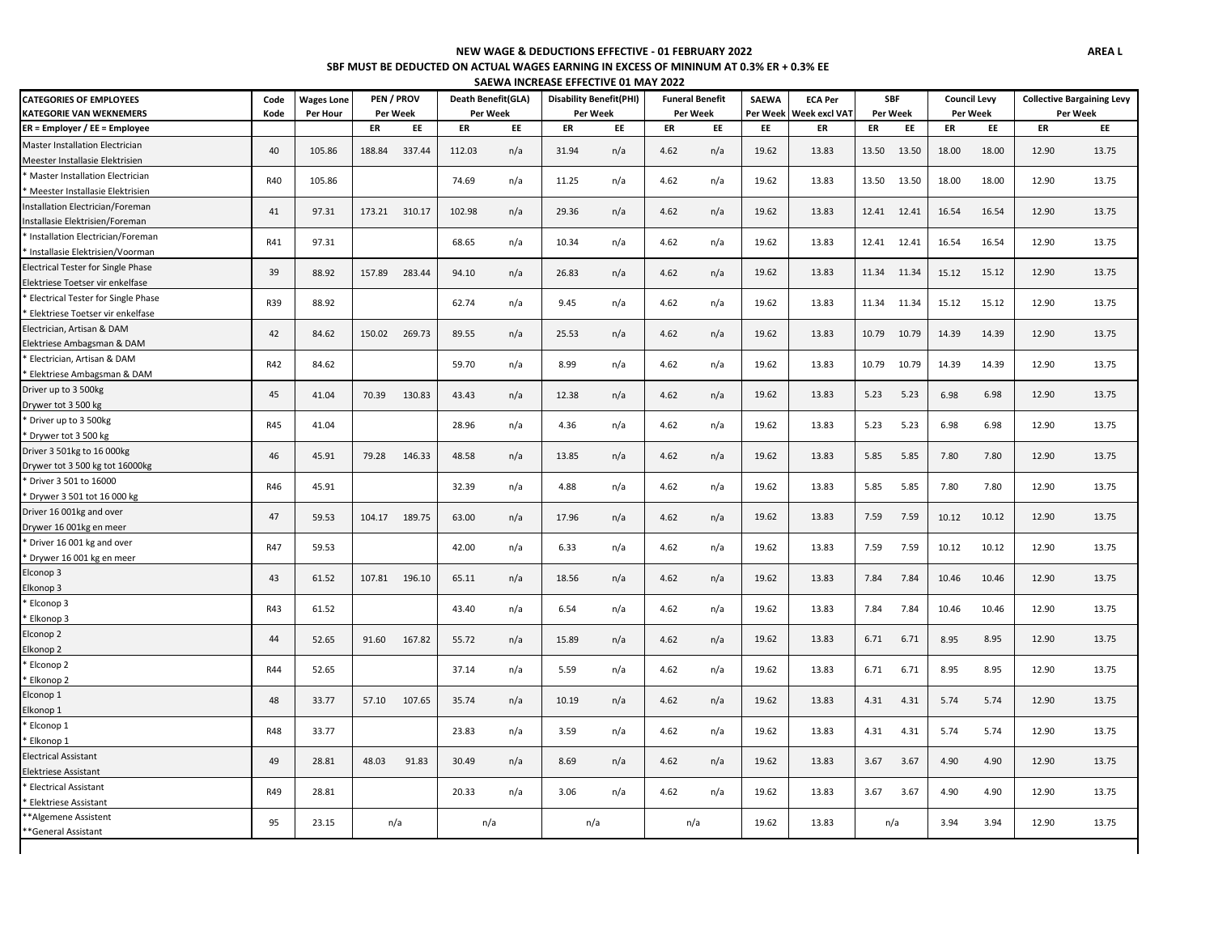**NEW WAGE & DEDUCTIONS EFFECTIVE - 01 FEBRUARY 2022**

**SBF MUST BE DEDUCTED ON ACTUAL WAGES EARNING IN EXCESS OF MININUM AT 0.3% ER + 0.3% EE**

**SAEWA INCREASE EFFECTIVE 01 MAY 2022**

**AREA L**

| CATEGORIES OF EMPLOYEES<br>KATEGORIE VAN WEKNEMERS | Code<br>Kode | Wages Lone<br>Per Hour | PEN / PROV<br>Per Week | | Death Benefit(GLA)<br>Per Week | | Disability Benefit(PHI)<br>Per Week | | Funeral Benefit<br>Per Week | | SAEWA<br>Per Week | ECA Per<br>Week excl VAT | SBF<br>Per Week | | Council Levy<br>Per Week | | Collective Bargaining Levy<br>Per Week | |
|---|---|---|---|---|---|---|---|---|---|---|---|---|---|---|---|---|---|---|
| ER = Employer / EE = Employee | | | ER | EE | ER | EE | ER | EE | ER | EE | EE | ER | ER | EE | ER | EE | ER | EE |
| Master Installation Electrician<br>Meester Installasie Elektrisien | 40 | 105.86 | 188.84 | 337.44 | 112.03 | n/a | 31.94 | n/a | 4.62 | n/a | 19.62 | 13.83 | 13.50 | 13.50 | 18.00 | 18.00 | 12.90 | 13.75 |
| * Master Installation Electrician<br>* Meester Installasie Elektrisien | R40 | 105.86 | | | 74.69 | n/a | 11.25 | n/a | 4.62 | n/a | 19.62 | 13.83 | 13.50 | 13.50 | 18.00 | 18.00 | 12.90 | 13.75 |
| Installation Electrician/Foreman<br>Installasie Elektrisien/Foreman | 41 | 97.31 | 173.21 | 310.17 | 102.98 | n/a | 29.36 | n/a | 4.62 | n/a | 19.62 | 13.83 | 12.41 | 12.41 | 16.54 | 16.54 | 12.90 | 13.75 |
| * Installation Electrician/Foreman<br>* Installasie Elektrisien/Voorman | R41 | 97.31 | | | 68.65 | n/a | 10.34 | n/a | 4.62 | n/a | 19.62 | 13.83 | 12.41 | 12.41 | 16.54 | 16.54 | 12.90 | 13.75 |
| Electrical Tester for Single Phase<br>Elektriese Toetser vir enkelfase | 39 | 88.92 | 157.89 | 283.44 | 94.10 | n/a | 26.83 | n/a | 4.62 | n/a | 19.62 | 13.83 | 11.34 | 11.34 | 15.12 | 15.12 | 12.90 | 13.75 |
| * Electrical Tester for Single Phase<br>* Elektriese Toetser vir enkelfase | R39 | 88.92 | | | 62.74 | n/a | 9.45 | n/a | 4.62 | n/a | 19.62 | 13.83 | 11.34 | 11.34 | 15.12 | 15.12 | 12.90 | 13.75 |
| Electrician, Artisan & DAM<br>Elektriese Ambagsman & DAM | 42 | 84.62 | 150.02 | 269.73 | 89.55 | n/a | 25.53 | n/a | 4.62 | n/a | 19.62 | 13.83 | 10.79 | 10.79 | 14.39 | 14.39 | 12.90 | 13.75 |
| * Electrician, Artisan & DAM<br>* Elektriese Ambagsman & DAM | R42 | 84.62 | | | 59.70 | n/a | 8.99 | n/a | 4.62 | n/a | 19.62 | 13.83 | 10.79 | 10.79 | 14.39 | 14.39 | 12.90 | 13.75 |
| Driver up to 3 500kg<br>Drywer tot 3 500 kg | 45 | 41.04 | 70.39 | 130.83 | 43.43 | n/a | 12.38 | n/a | 4.62 | n/a | 19.62 | 13.83 | 5.23 | 5.23 | 6.98 | 6.98 | 12.90 | 13.75 |
| * Driver up to 3 500kg<br>* Drywer tot 3 500 kg | R45 | 41.04 | | | 28.96 | n/a | 4.36 | n/a | 4.62 | n/a | 19.62 | 13.83 | 5.23 | 5.23 | 6.98 | 6.98 | 12.90 | 13.75 |
| Driver 3 501kg to 16 000kg<br>Drywer tot 3 500 kg tot 16000kg | 46 | 45.91 | 79.28 | 146.33 | 48.58 | n/a | 13.85 | n/a | 4.62 | n/a | 19.62 | 13.83 | 5.85 | 5.85 | 7.80 | 7.80 | 12.90 | 13.75 |
| * Driver 3 501 to 16000<br>* Drywer 3 501 tot 16 000 kg | R46 | 45.91 | | | 32.39 | n/a | 4.88 | n/a | 4.62 | n/a | 19.62 | 13.83 | 5.85 | 5.85 | 7.80 | 7.80 | 12.90 | 13.75 |
| Driver 16 001kg and over<br>Drywer 16 001kg en meer | 47 | 59.53 | 104.17 | 189.75 | 63.00 | n/a | 17.96 | n/a | 4.62 | n/a | 19.62 | 13.83 | 7.59 | 7.59 | 10.12 | 10.12 | 12.90 | 13.75 |
| * Driver 16 001 kg and over<br>* Drywer 16 001 kg en meer | R47 | 59.53 | | | 42.00 | n/a | 6.33 | n/a | 4.62 | n/a | 19.62 | 13.83 | 7.59 | 7.59 | 10.12 | 10.12 | 12.90 | 13.75 |
| Elconop 3<br>Elkonop 3 | 43 | 61.52 | 107.81 | 196.10 | 65.11 | n/a | 18.56 | n/a | 4.62 | n/a | 19.62 | 13.83 | 7.84 | 7.84 | 10.46 | 10.46 | 12.90 | 13.75 |
| * Elconop 3<br>* Elkonop 3 | R43 | 61.52 | | | 43.40 | n/a | 6.54 | n/a | 4.62 | n/a | 19.62 | 13.83 | 7.84 | 7.84 | 10.46 | 10.46 | 12.90 | 13.75 |
| Elconop 2<br>Elkonop 2 | 44 | 52.65 | 91.60 | 167.82 | 55.72 | n/a | 15.89 | n/a | 4.62 | n/a | 19.62 | 13.83 | 6.71 | 6.71 | 8.95 | 8.95 | 12.90 | 13.75 |
| * Elconop 2<br>* Elkonop 2 | R44 | 52.65 | | | 37.14 | n/a | 5.59 | n/a | 4.62 | n/a | 19.62 | 13.83 | 6.71 | 6.71 | 8.95 | 8.95 | 12.90 | 13.75 |
| Elconop 1<br>Elkonop 1 | 48 | 33.77 | 57.10 | 107.65 | 35.74 | n/a | 10.19 | n/a | 4.62 | n/a | 19.62 | 13.83 | 4.31 | 4.31 | 5.74 | 5.74 | 12.90 | 13.75 |
| * Elconop 1<br>* Elkonop 1 | R48 | 33.77 | | | 23.83 | n/a | 3.59 | n/a | 4.62 | n/a | 19.62 | 13.83 | 4.31 | 4.31 | 5.74 | 5.74 | 12.90 | 13.75 |
| Electrical Assistant<br>Elektriese Assistant | 49 | 28.81 | 48.03 | 91.83 | 30.49 | n/a | 8.69 | n/a | 4.62 | n/a | 19.62 | 13.83 | 3.67 | 3.67 | 4.90 | 4.90 | 12.90 | 13.75 |
| * Electrical Assistant<br>* Elektriese Assistant | R49 | 28.81 | | | 20.33 | n/a | 3.06 | n/a | 4.62 | n/a | 19.62 | 13.83 | 3.67 | 3.67 | 4.90 | 4.90 | 12.90 | 13.75 |
| **Algemene Assistent<br>**General Assistant | 95 | 23.15 | n/a | | n/a | | n/a | | n/a | | 19.62 | 13.83 | n/a | | 3.94 | 3.94 | 12.90 | 13.75 |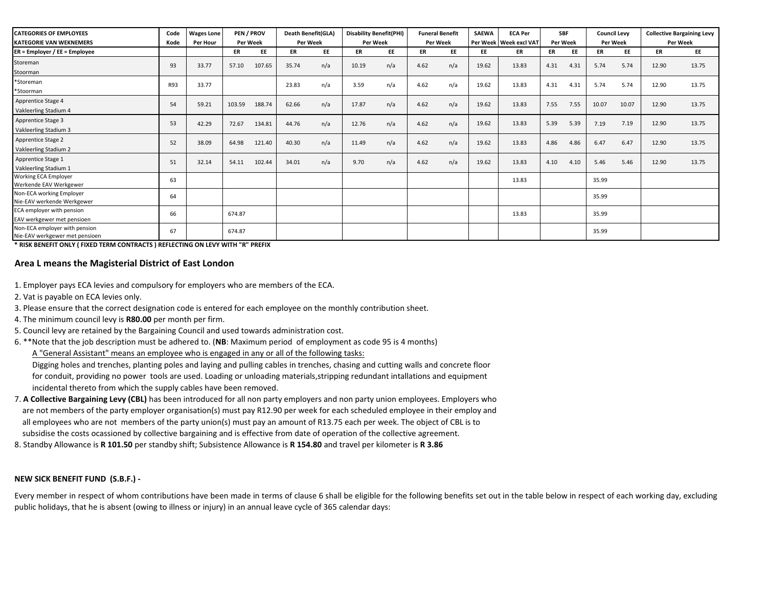| CATEGORIES OF EMPLOYEES<br>KATEGORIE VAN WEKNEMERS | Code<br>Kode | Wages Lone<br>Per Hour | PEN / PROV<br>Per Week | | Death Benefit(GLA)<br>Per Week | | Disability Benefit(PHI)<br>Per Week | | Funeral Benefit<br>Per Week | | SAEWA<br>Per Week | ECA Per<br>Week excl VAT | SBF<br>Per Week | | Council Levy<br>Per Week | | Collective Bargaining Levy<br>Per Week | |
|---|---|---|---|---|---|---|---|---|---|---|---|---|---|---|---|---|---|---|
| ER = Employer / EE = Employee | | | ER | EE | ER | EE | ER | EE | ER | EE | EE | ER | ER | EE | ER | EE | ER | EE |
| Storeman<br>Stoorman | 93 | 33.77 | 57.10 | 107.65 | 35.74 | n/a | 10.19 | n/a | 4.62 | n/a | 19.62 | 13.83 | 4.31 | 4.31 | 5.74 | 5.74 | 12.90 | 13.75 |
| *Storeman<br>*Stoorman | R93 | 33.77 | | | 23.83 | n/a | 3.59 | n/a | 4.62 | n/a | 19.62 | 13.83 | 4.31 | 4.31 | 5.74 | 5.74 | 12.90 | 13.75 |
| Apprentice Stage 4<br>Vakleerling Stadium 4 | 54 | 59.21 | 103.59 | 188.74 | 62.66 | n/a | 17.87 | n/a | 4.62 | n/a | 19.62 | 13.83 | 7.55 | 7.55 | 10.07 | 10.07 | 12.90 | 13.75 |
| Apprentice Stage 3<br>Vakleerling Stadium 3 | 53 | 42.29 | 72.67 | 134.81 | 44.76 | n/a | 12.76 | n/a | 4.62 | n/a | 19.62 | 13.83 | 5.39 | 5.39 | 7.19 | 7.19 | 12.90 | 13.75 |
| Apprentice Stage 2<br>Vakleerling Stadium 2 | 52 | 38.09 | 64.98 | 121.40 | 40.30 | n/a | 11.49 | n/a | 4.62 | n/a | 19.62 | 13.83 | 4.86 | 4.86 | 6.47 | 6.47 | 12.90 | 13.75 |
| Apprentice Stage 1<br>Vakleerling Stadium 1 | 51 | 32.14 | 54.11 | 102.44 | 34.01 | n/a | 9.70 | n/a | 4.62 | n/a | 19.62 | 13.83 | 4.10 | 4.10 | 5.46 | 5.46 | 12.90 | 13.75 |
| Working ECA Employer<br>Werkende EAV Werkgewer | 63 | | | | | | | | | | | 13.83 | | | 35.99 | | | |
| Non-ECA working Employer<br>Nie-EAV werkende Werkgewer | 64 | | | | | | | | | | | | | | 35.99 | | | |
| ECA employer with pension<br>EAV werkgewer met pensioen | 66 | | 674.87 | | | | | | | | | 13.83 | | | 35.99 | | | |
| Non-ECA employer with pension<br>Nie-EAV werkgewer met pensioen | 67 | | 674.87 | | | | | | | | | | | | 35.99 | | | |

**\* RISK BENEFIT ONLY ( FIXED TERM CONTRACTS ) REFLECTING ON LEVY WITH "R" PREFIX**

### Area L means the Magisterial District of East London

1. Employer pays ECA levies and compulsory for employers who are members of the ECA.
2. Vat is payable on ECA levies only.
3. Please ensure that the correct designation code is entered for each employee on the monthly contribution sheet.
4. The minimum council levy is **R80.00** per month per firm.
5. Council levy are retained by the Bargaining Council and used towards administration cost.
6. **Note that the job description must be adhered to. (**NB**: Maximum period of employment as code 95 is 4 months)
   A "General Assistant" means an employee who is engaged in any or all of the following tasks:
   Digging holes and trenches, planting poles and laying and pulling cables in trenches, chasing and cutting walls and concrete floor for conduit, providing no power tools are used. Loading or unloading materials,stripping redundant intallations and equipment incidental thereto from which the supply cables have been removed.
7. **A Collective Bargaining Levy (CBL)** has been introduced for all non party employers and non party union employees. Employers who are not members of the party employer organisation(s) must pay R12.90 per week for each scheduled employee in their employ and all employees who are not members of the party union(s) must pay an amount of R13.75 each per week. The object of CBL is to subsidise the costs ocassioned by collective bargaining and is effective from date of operation of the collective agreement.
8. Standby Allowance is **R 101.50** per standby shift; Subsistence Allowance is **R 154.80** and travel per kilometer is **R 3.86**

**NEW SICK BENEFIT FUND (S.B.F.) -**

Every member in respect of whom contributions have been made in terms of clause 6 shall be eligible for the following benefits set out in the table below in respect of each working day, excluding public holidays, that he is absent (owing to illness or injury) in an annual leave cycle of 365 calendar days: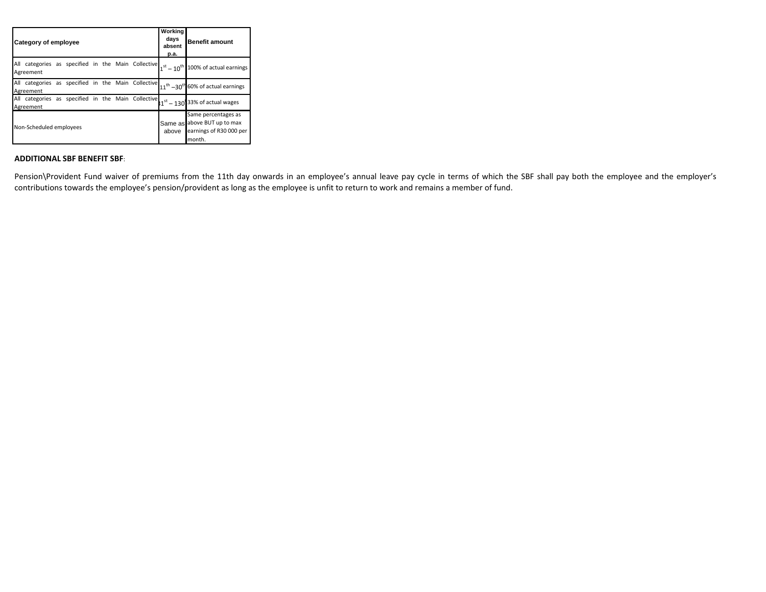| Category of employee | Working days absent p.a. | Benefit amount |
| --- | --- | --- |
| All categories as specified in the Main Collective Agreement | 1st – 10th | 100% of actual earnings |
| All categories as specified in the Main Collective Agreement | 11th – 30th | 60% of actual earnings |
| All categories as specified in the Main Collective Agreement | 31st – 130th | 33% of actual wages |
| Non-Scheduled employees | Same as above | Same percentages as above BUT up to max earnings of R30 000 per month. |

**ADDITIONAL SBF BENEFIT SBF**:

Pension\Provident Fund waiver of premiums from the 11th day onwards in an employee's annual leave pay cycle in terms of which the SBF shall pay both the employee and the employer's contributions towards the employee's pension/provident as long as the employee is unfit to return to work and remains a member of fund.